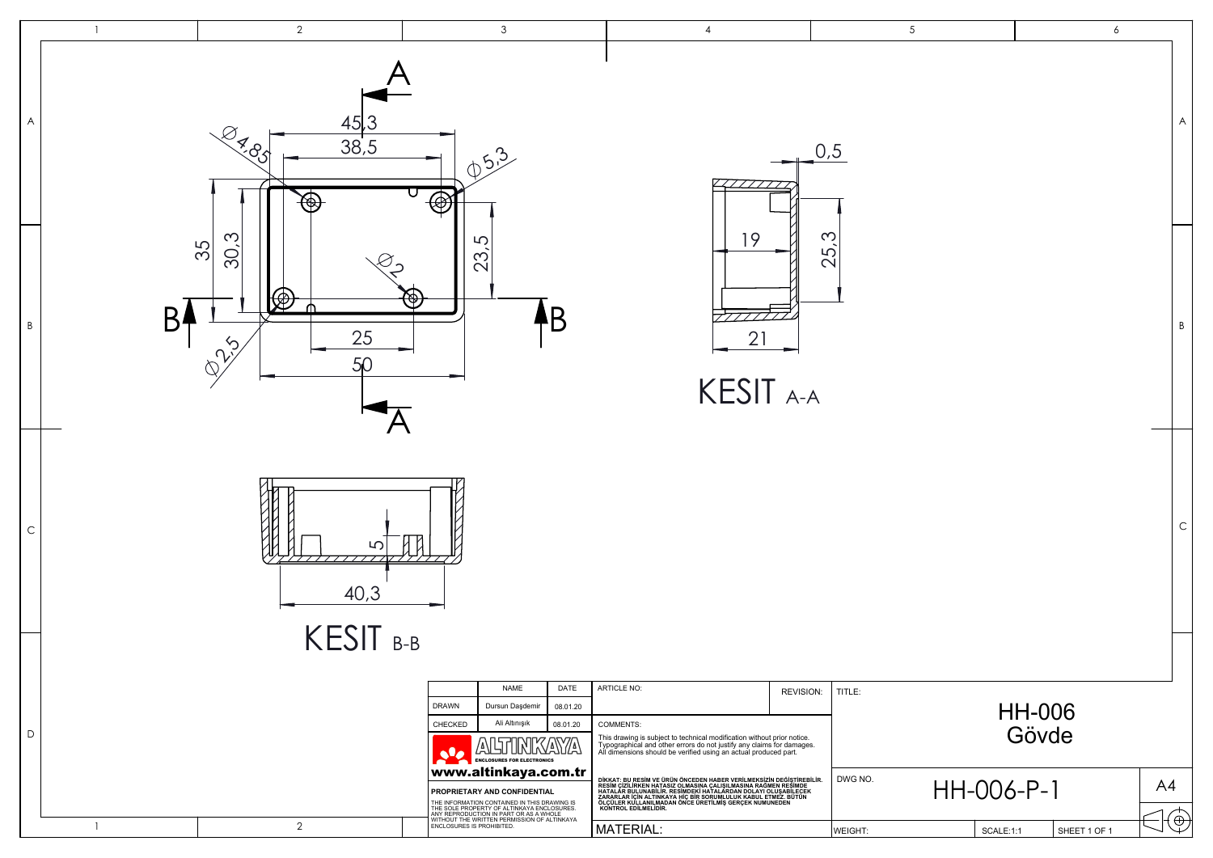KESIT A-A

KESIT B-B

| | NAME | DATE |
|---|---|---|
| DRAWN | Dursun Daşdemir | 08.01.20 |
| CHECKED | Ali Altınışık | 08.01.20 |

ALTINKAYA ENCLOSURES FOR ELECTRONICS

www.altinkaya.com.tr

**PROPRIETARY AND CONFIDENTIAL**

THE INFORMATION CONTAINED IN THIS DRAWING IS THE SOLE PROPERTY OF ALTINKAYA ENCLOSURES. ANY REPRODUCTION IN PART OR AS A WHOLE WITHOUT THE WRITTEN PERMISSION OF ALTINKAYA ENCLOSURES IS PROHIBITED.

ARTICLE NO:

REVISION:

COMMENTS:

This drawing is subject to technical modification without prior notice. Typographical and other errors do not justify any claims for damages. All dimensions should be verified using an actual produced part.

DİKKAT: BU RESİM VE ÜRÜN ÖNCEDEN HABER VERİLMEKSİZİN DEĞİŞTİREBİLİR. RESİM ÇİZİLİRKEN HATASIZ OLMASINA ÇALIŞILMASINA RAĞMEN RESİMDE HATALAR BULUNABİLİR. RESİMDEKİ HATALARDAN DOLAYI OLUŞABİLECEK ZARARLAR İÇİN ALTINKAYA HİÇ BİR SORUMLULUK KABUL ETMEZ. BÜTÜN ÖLÇÜLER KULLANILMADAN ÖNCE ÜRETİLMİŞ GERÇEK NUMUNEDEN KONTROL EDİLMELİDİR.

MATERIAL:

TITLE:

HH-006
Gövde

DWG NO. HH-006-P-1

A4

WEIGHT:

SCALE:1:1

SHEET 1 OF 1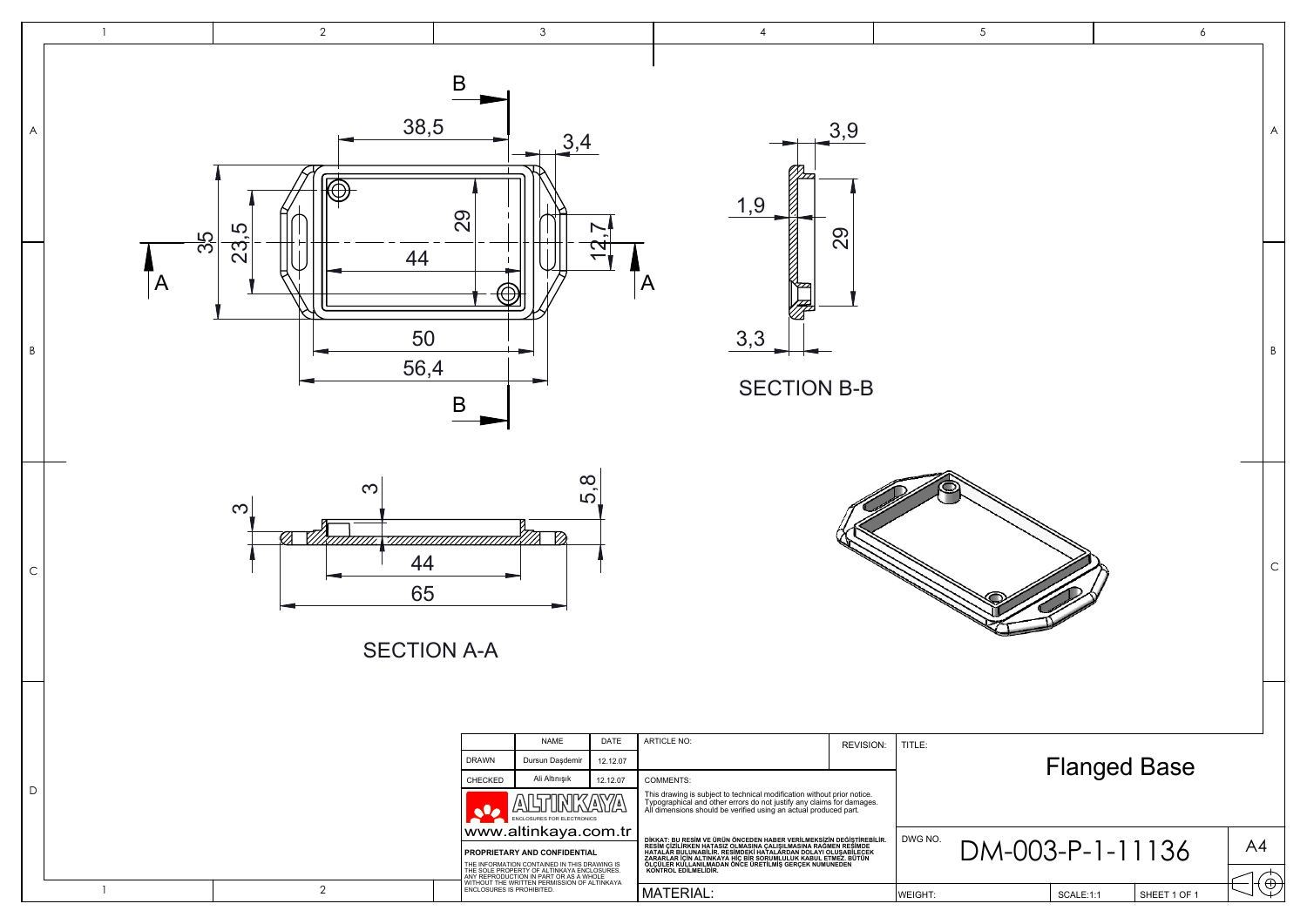B

38,5

3,4

35

23,5

29

44

12,7

A

A

50

56,4

B

3,9

1,9

29

3,3

SECTION B-B

3

3

5,8

44

65

SECTION A-A

| | NAME | DATE |
|---|---|---|
| DRAWN | Dursun Daşdemir | 12.12.07 |
| CHECKED | Ali Altınışık | 12.12.07 |

ALTINKAYA

ENCLOSURES FOR ELECTRONICS

www.altinkaya.com.tr

**PROPRIETARY AND CONFIDENTIAL**

THE INFORMATION CONTAINED IN THIS DRAWING IS THE SOLE PROPERTY OF ALTINKAYA ENCLOSURES. ANY REPRODUCTION IN PART OR AS A WHOLE WITHOUT THE WRITTEN PERMISSION OF ALTINKAYA ENCLOSURES IS PROHIBITED.

ARTICLE NO:

REVISION:

COMMENTS:

This drawing is subject to technical modification without prior notice. Typographical and other errors do not justify any claims for damages. All dimensions should be verified using an actual produced part.

DİKKAT: BU RESİM VE ÜRÜN ÖNCEDEN HABER VERİLMEKSİZİN DEĞİŞTİREBİLİR. RESİM ÇİZİLİRKEN HATASIZ OLMASINA ÇALIŞILMASINA RAĞMEN RESİMDE HATALAR BULUNABİLİR. RESİMDEKİ HATALARDAN DOLAYI OLUŞABİLECEK ZARARLAR İÇİN ALTINKAYA HİÇ BİR SORUMLULUK KABUL ETMEZ. BÜTÜN ÖLÇÜLER KULLANILMADAN ÖNCE ÜRETİLMİŞ GERÇEK NUMUNEDEN KONTROL EDİLMELİDİR.

MATERIAL:

TITLE:

Flanged Base

DWG NO. DM-003-P-1-11136

A4

WEIGHT:

SCALE:1:1

SHEET 1 OF 1